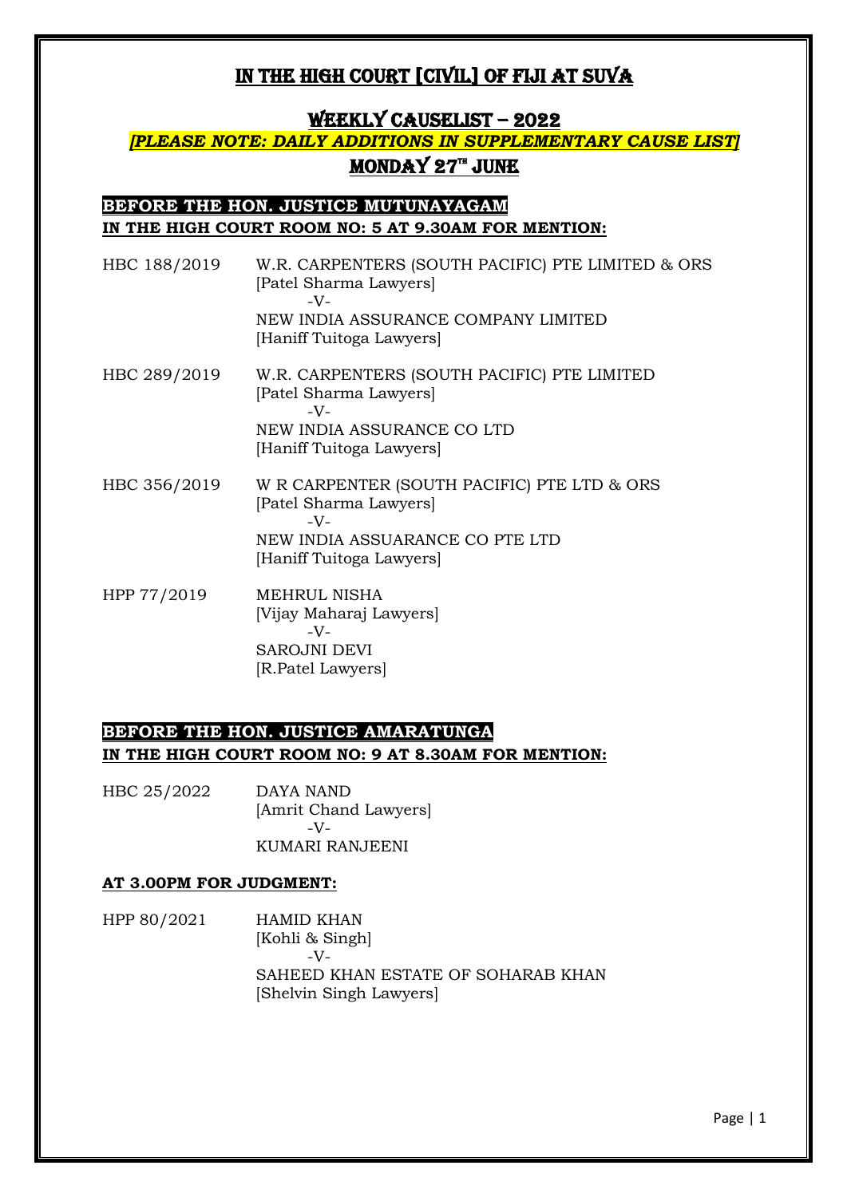# IN THE HIGH COURT [CIVIL] OF FIJI AT SUVA

## WEEKLY CAUSELIST – 2022

***[PLEASE NOTE: DAILY ADDITIONS IN SUPPLEMENTARY CAUSE LIST]***

## MONDAY 27TH JUNE

### BEFORE THE HON. JUSTICE MUTUNAYAGAM

**IN THE HIGH COURT ROOM NO: 5 AT 9.30AM FOR MENTION:**

HBC 188/2019 W.R. CARPENTERS (SOUTH PACIFIC) PTE LIMITED & ORS
[Patel Sharma Lawyers]
-V-
NEW INDIA ASSURANCE COMPANY LIMITED
[Haniff Tuitoga Lawyers]

HBC 289/2019 W.R. CARPENTERS (SOUTH PACIFIC) PTE LIMITED
[Patel Sharma Lawyers]
-V-
NEW INDIA ASSURANCE CO LTD
[Haniff Tuitoga Lawyers]

HBC 356/2019 W R CARPENTER (SOUTH PACIFIC) PTE LTD & ORS
[Patel Sharma Lawyers]
-V-
NEW INDIA ASSUARANCE CO PTE LTD
[Haniff Tuitoga Lawyers]

HPP 77/2019 MEHRUL NISHA
[Vijay Maharaj Lawyers]
-V-
SAROJNI DEVI
[R.Patel Lawyers]

### BEFORE THE HON. JUSTICE AMARATUNGA

**IN THE HIGH COURT ROOM NO: 9 AT 8.30AM FOR MENTION:**

HBC 25/2022 DAYA NAND
[Amrit Chand Lawyers]
-V-
KUMARI RANJEENI

**AT 3.00PM FOR JUDGMENT:**

HPP 80/2021 HAMID KHAN
[Kohli & Singh]
-V-
SAHEED KHAN ESTATE OF SOHARAB KHAN
[Shelvin Singh Lawyers]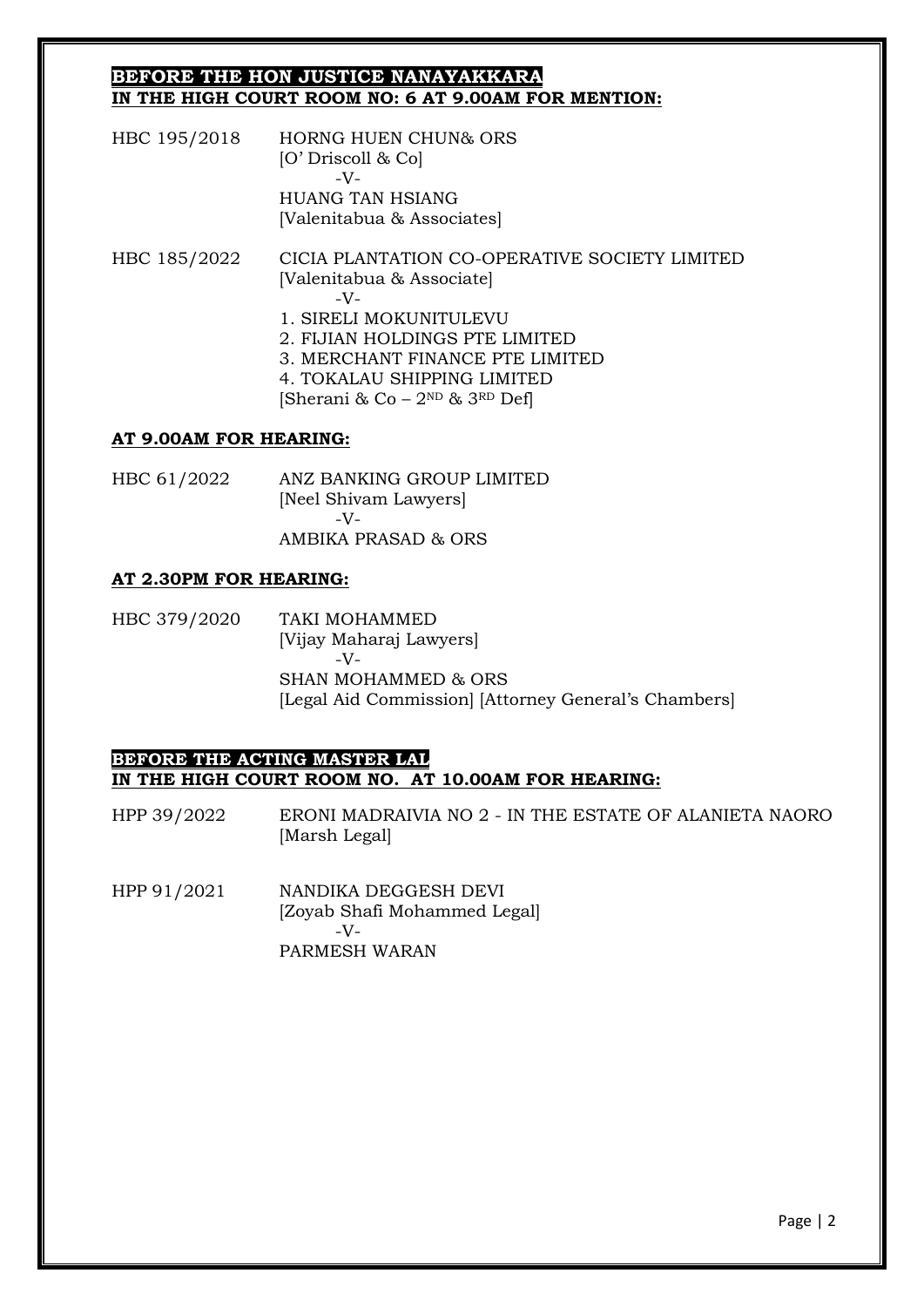**BEFORE THE HON JUSTICE NANAYAKKARA**
**IN THE HIGH COURT ROOM NO: 6 AT 9.00AM FOR MENTION:**

HBC 195/2018 HORNG HUEN CHUN& ORS
[O' Driscoll & Co]
-V-
HUANG TAN HSIANG
[Valenitabua & Associates]

HBC 185/2022 CICIA PLANTATION CO-OPERATIVE SOCIETY LIMITED
[Valenitabua & Associate]
-V-
1. SIRELI MOKUNITULEVU
2. FIJIAN HOLDINGS PTE LIMITED
3. MERCHANT FINANCE PTE LIMITED
4. TOKALAU SHIPPING LIMITED
[Sherani & Co – 2ND & 3RD Def]

**AT 9.00AM FOR HEARING:**

HBC 61/2022 ANZ BANKING GROUP LIMITED
[Neel Shivam Lawyers]
-V-
AMBIKA PRASAD & ORS

**AT 2.30PM FOR HEARING:**

HBC 379/2020 TAKI MOHAMMED
[Vijay Maharaj Lawyers]
-V-
SHAN MOHAMMED & ORS
[Legal Aid Commission] [Attorney General's Chambers]

**BEFORE THE ACTING MASTER LAL**
**IN THE HIGH COURT ROOM NO. AT 10.00AM FOR HEARING:**

HPP 39/2022 ERONI MADRAIVIA NO 2 - IN THE ESTATE OF ALANIETA NAORO
[Marsh Legal]

HPP 91/2021 NANDIKA DEGGESH DEVI
[Zoyab Shafi Mohammed Legal]
-V-
PARMESH WARAN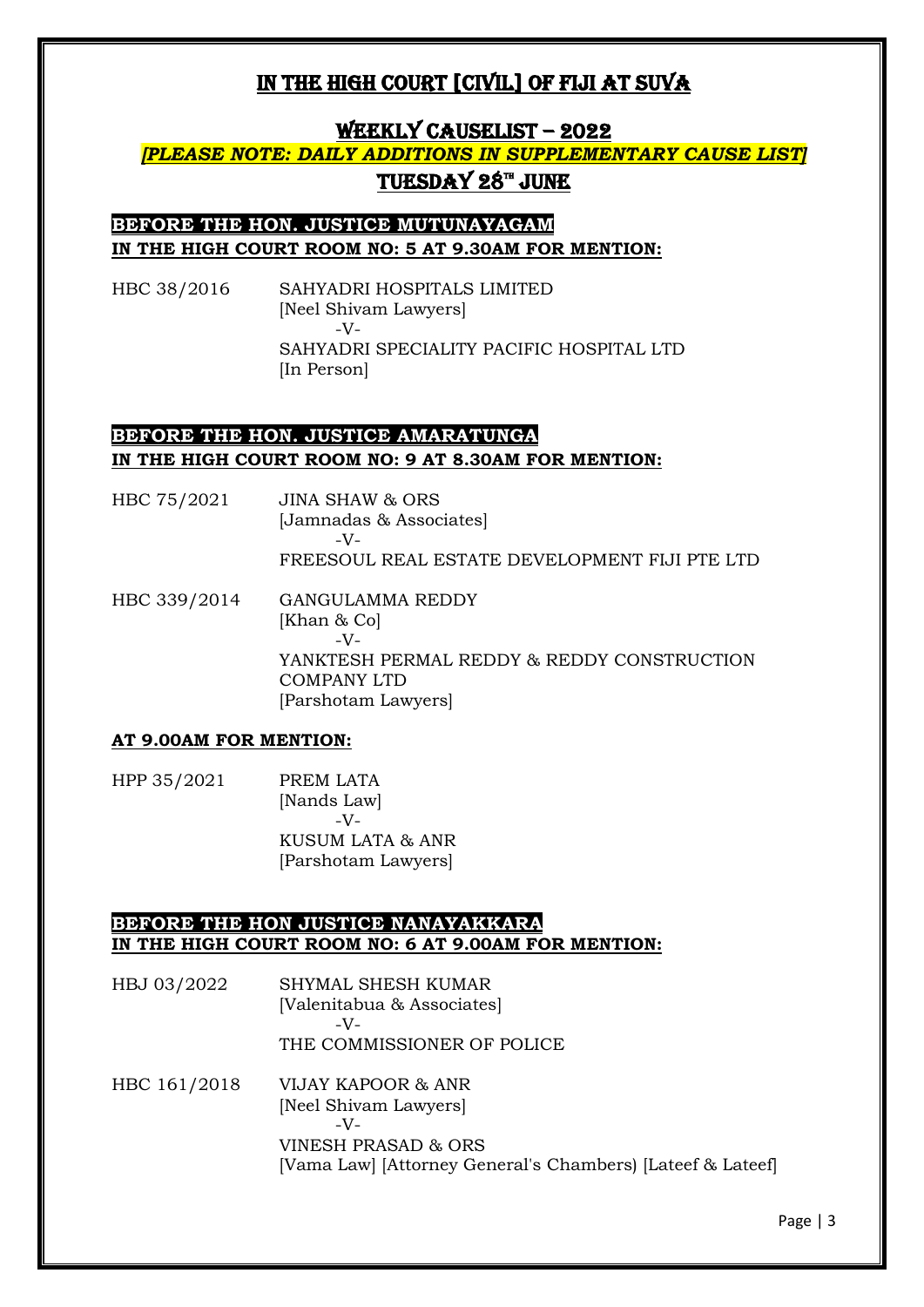# IN THE HIGH COURT [CIVIL] OF FIJI AT SUVA

## WEEKLY CAUSELIST – 2022

***[PLEASE NOTE: DAILY ADDITIONS IN SUPPLEMENTARY CAUSE LIST]***

## TUESDAY 28TH JUNE

**BEFORE THE HON. JUSTICE MUTUNAYAGAM**
**IN THE HIGH COURT ROOM NO: 5 AT 9.30AM FOR MENTION:**

HBC 38/2016 SAHYADRI HOSPITALS LIMITED
[Neel Shivam Lawyers]
-V-
SAHYADRI SPECIALITY PACIFIC HOSPITAL LTD
[In Person]

**BEFORE THE HON. JUSTICE AMARATUNGA**
**IN THE HIGH COURT ROOM NO: 9 AT 8.30AM FOR MENTION:**

HBC 75/2021 JINA SHAW & ORS
[Jamnadas & Associates]
-V-
FREESOUL REAL ESTATE DEVELOPMENT FIJI PTE LTD

HBC 339/2014 GANGULAMMA REDDY
[Khan & Co]
-V-
YANKTESH PERMAL REDDY & REDDY CONSTRUCTION COMPANY LTD
[Parshotam Lawyers]

**AT 9.00AM FOR MENTION:**

HPP 35/2021 PREM LATA
[Nands Law]
-V-
KUSUM LATA & ANR
[Parshotam Lawyers]

**BEFORE THE HON JUSTICE NANAYAKKARA**
**IN THE HIGH COURT ROOM NO: 6 AT 9.00AM FOR MENTION:**

HBJ 03/2022 SHYMAL SHESH KUMAR
[Valenitabua & Associates]
-V-
THE COMMISSIONER OF POLICE

HBC 161/2018 VIJAY KAPOOR & ANR
[Neel Shivam Lawyers]
-V-
VINESH PRASAD & ORS
[Vama Law] [Attorney General's Chambers) [Lateef & Lateef]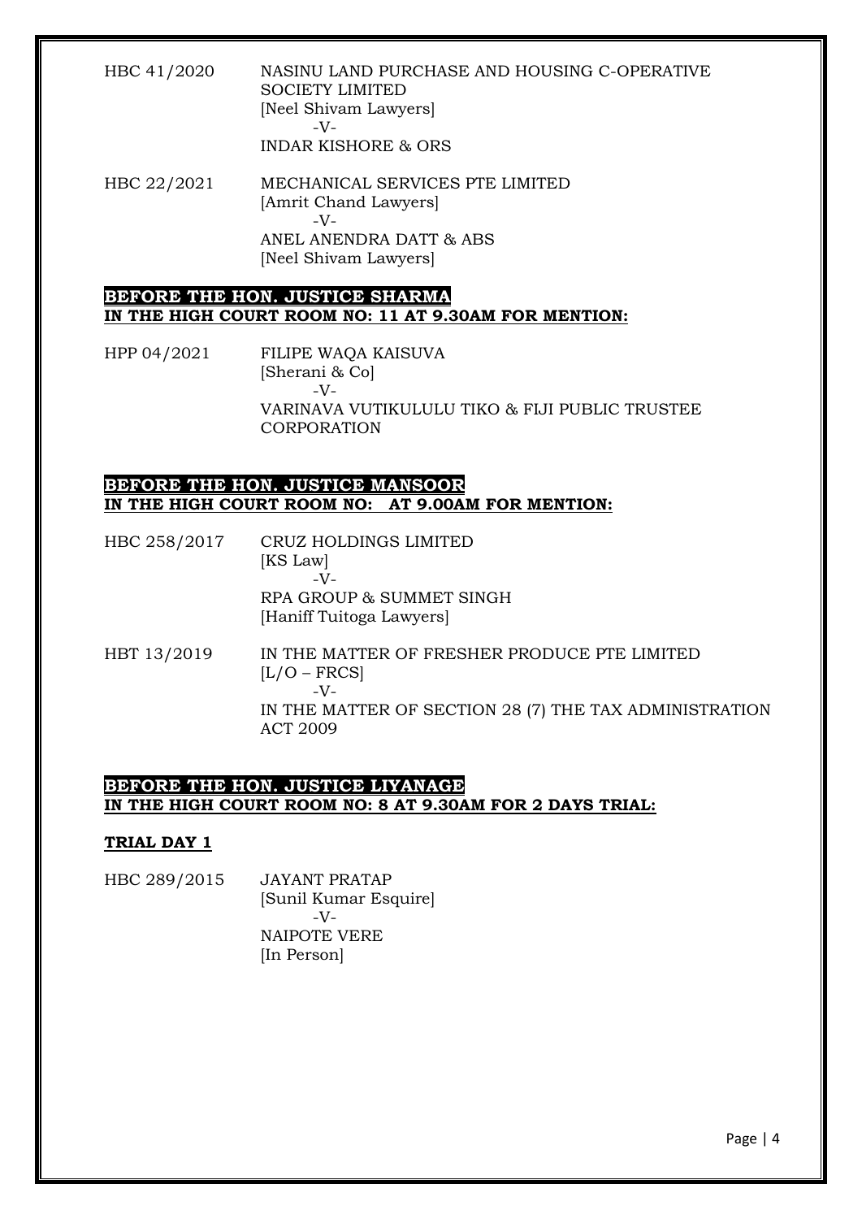HBC 41/2020 NASINU LAND PURCHASE AND HOUSING C-OPERATIVE SOCIETY LIMITED
[Neel Shivam Lawyers]
-V-
INDAR KISHORE & ORS

HBC 22/2021 MECHANICAL SERVICES PTE LIMITED
[Amrit Chand Lawyers]
-V-
ANEL ANENDRA DATT & ABS
[Neel Shivam Lawyers]

**BEFORE THE HON. JUSTICE SHARMA**
**IN THE HIGH COURT ROOM NO: 11 AT 9.30AM FOR MENTION:**

HPP 04/2021 FILIPE WAQA KAISUVA
[Sherani & Co]
-V-
VARINAVA VUTIKULULU TIKO & FIJI PUBLIC TRUSTEE CORPORATION

**BEFORE THE HON. JUSTICE MANSOOR**
**IN THE HIGH COURT ROOM NO: AT 9.00AM FOR MENTION:**

HBC 258/2017 CRUZ HOLDINGS LIMITED
[KS Law]
-V-
RPA GROUP & SUMMET SINGH
[Haniff Tuitoga Lawyers]

HBT 13/2019 IN THE MATTER OF FRESHER PRODUCE PTE LIMITED
[L/O – FRCS]
-V-
IN THE MATTER OF SECTION 28 (7) THE TAX ADMINISTRATION ACT 2009

**BEFORE THE HON. JUSTICE LIYANAGE**
**IN THE HIGH COURT ROOM NO: 8 AT 9.30AM FOR 2 DAYS TRIAL:**

**TRIAL DAY 1**

HBC 289/2015 JAYANT PRATAP
[Sunil Kumar Esquire]
-V-
NAIPOTE VERE
[In Person]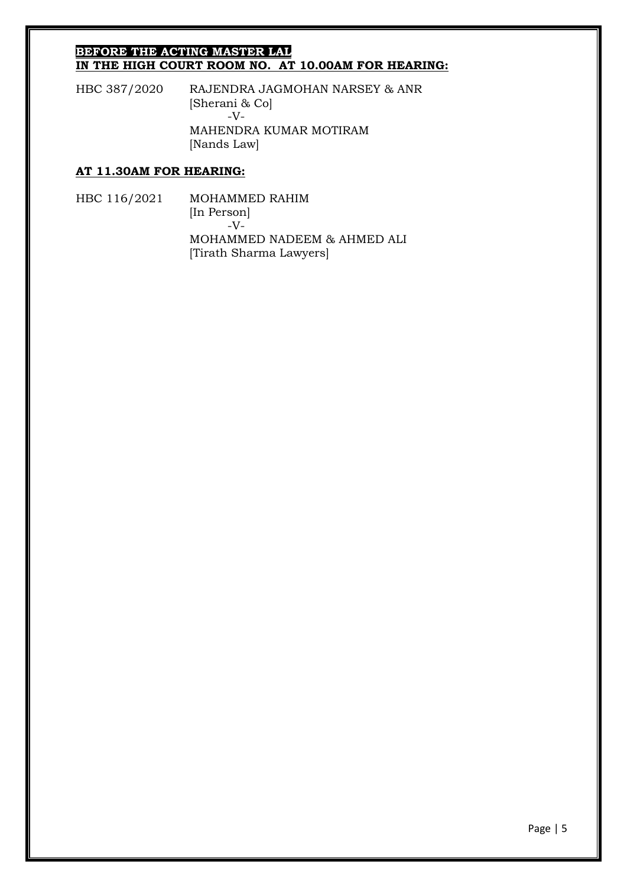**BEFORE THE ACTING MASTER LAL**
**IN THE HIGH COURT ROOM NO. AT 10.00AM FOR HEARING:**

HBC 387/2020 RAJENDRA JAGMOHAN NARSEY & ANR
[Sherani & Co]
-V-
MAHENDRA KUMAR MOTIRAM
[Nands Law]

**AT 11.30AM FOR HEARING:**

HBC 116/2021 MOHAMMED RAHIM
[In Person]
-V-
MOHAMMED NADEEM & AHMED ALI
[Tirath Sharma Lawyers]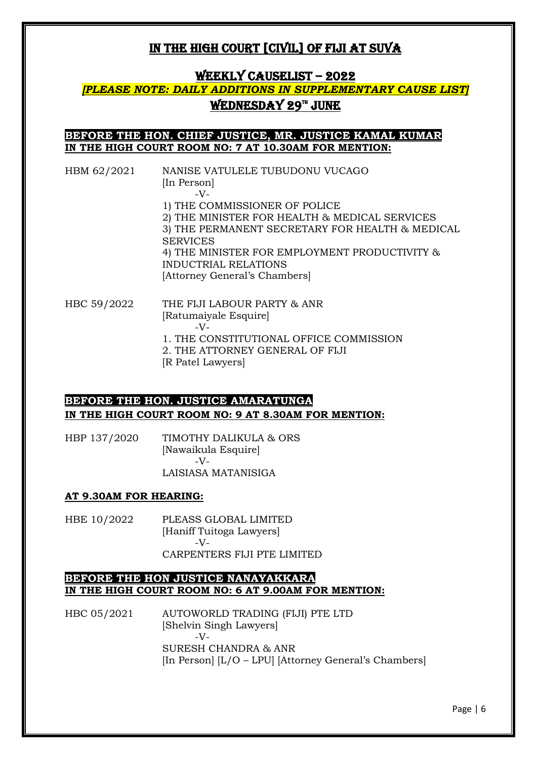# IN THE HIGH COURT [CIVIL] OF FIJI AT SUVA

## WEEKLY CAUSELIST – 2022

***[PLEASE NOTE: DAILY ADDITIONS IN SUPPLEMENTARY CAUSE LIST]***

## WEDNESDAY 29TH JUNE

**BEFORE THE HON. CHIEF JUSTICE, MR. JUSTICE KAMAL KUMAR**
**IN THE HIGH COURT ROOM NO: 7 AT 10.30AM FOR MENTION:**

HBM 62/2021 NANISE VATULELE TUBUDONU VUCAGO
[In Person]
-V-
1) THE COMMISSIONER OF POLICE
2) THE MINISTER FOR HEALTH & MEDICAL SERVICES
3) THE PERMANENT SECRETARY FOR HEALTH & MEDICAL SERVICES
4) THE MINISTER FOR EMPLOYMENT PRODUCTIVITY & INDUCTRIAL RELATIONS
[Attorney General's Chambers]

HBC 59/2022 THE FIJI LABOUR PARTY & ANR
[Ratumaiyale Esquire]
-V-
1. THE CONSTITUTIONAL OFFICE COMMISSION
2. THE ATTORNEY GENERAL OF FIJI
[R Patel Lawyers]

**BEFORE THE HON. JUSTICE AMARATUNGA**
**IN THE HIGH COURT ROOM NO: 9 AT 8.30AM FOR MENTION:**

HBP 137/2020 TIMOTHY DALIKULA & ORS
[Nawaikula Esquire]
-V-
LAISIASA MATANISIGA

**AT 9.30AM FOR HEARING:**

HBE 10/2022 PLEASS GLOBAL LIMITED
[Haniff Tuitoga Lawyers]
-V-
CARPENTERS FIJI PTE LIMITED

**BEFORE THE HON JUSTICE NANAYAKKARA**
**IN THE HIGH COURT ROOM NO: 6 AT 9.00AM FOR MENTION:**

HBC 05/2021 AUTOWORLD TRADING (FIJI) PTE LTD
[Shelvin Singh Lawyers]
-V-
SURESH CHANDRA & ANR
[In Person] [L/O – LPU] [Attorney General's Chambers]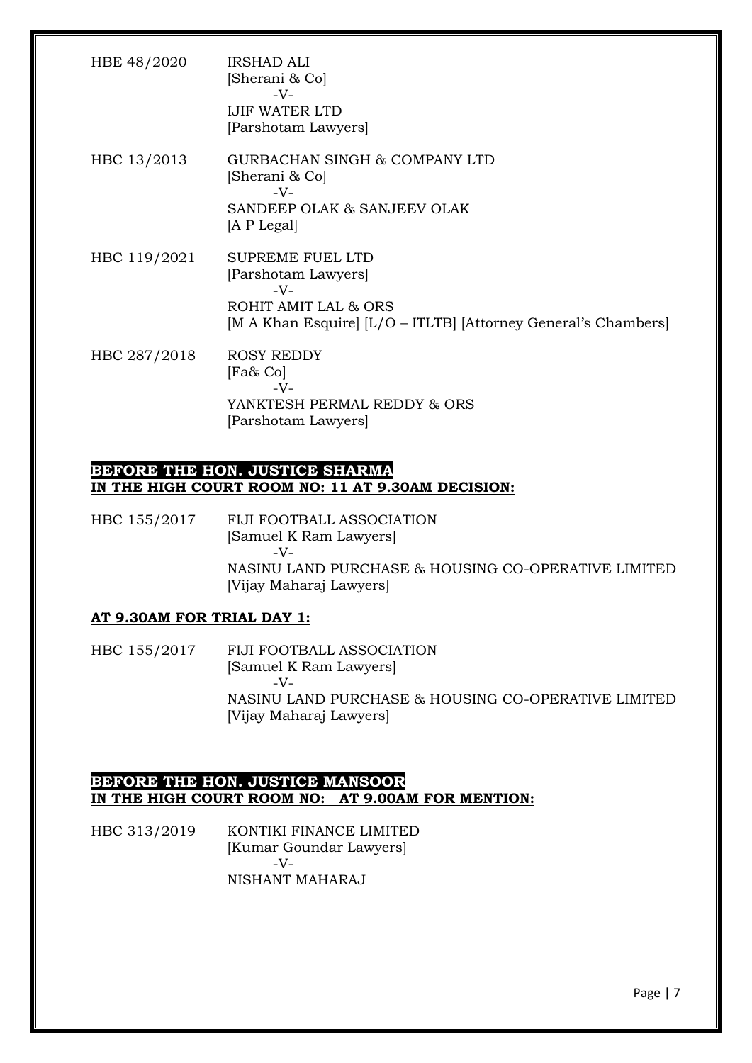HBE 48/2020 IRSHAD ALI
[Sherani & Co]
-V-
IJIF WATER LTD
[Parshotam Lawyers]

HBC 13/2013 GURBACHAN SINGH & COMPANY LTD
[Sherani & Co]
-V-
SANDEEP OLAK & SANJEEV OLAK
[A P Legal]

HBC 119/2021 SUPREME FUEL LTD
[Parshotam Lawyers]
-V-
ROHIT AMIT LAL & ORS
[M A Khan Esquire] [L/O – ITLTB] [Attorney General's Chambers]

HBC 287/2018 ROSY REDDY
[Fa& Co]
-V-
YANKTESH PERMAL REDDY & ORS
[Parshotam Lawyers]

**BEFORE THE HON. JUSTICE SHARMA**
**IN THE HIGH COURT ROOM NO: 11 AT 9.30AM DECISION:**

HBC 155/2017 FIJI FOOTBALL ASSOCIATION
[Samuel K Ram Lawyers]
-V-
NASINU LAND PURCHASE & HOUSING CO-OPERATIVE LIMITED
[Vijay Maharaj Lawyers]

**AT 9.30AM FOR TRIAL DAY 1:**

HBC 155/2017 FIJI FOOTBALL ASSOCIATION
[Samuel K Ram Lawyers]
-V-
NASINU LAND PURCHASE & HOUSING CO-OPERATIVE LIMITED
[Vijay Maharaj Lawyers]

**BEFORE THE HON. JUSTICE MANSOOR**
**IN THE HIGH COURT ROOM NO: AT 9.00AM FOR MENTION:**

HBC 313/2019 KONTIKI FINANCE LIMITED
[Kumar Goundar Lawyers]
-V-
NISHANT MAHARAJ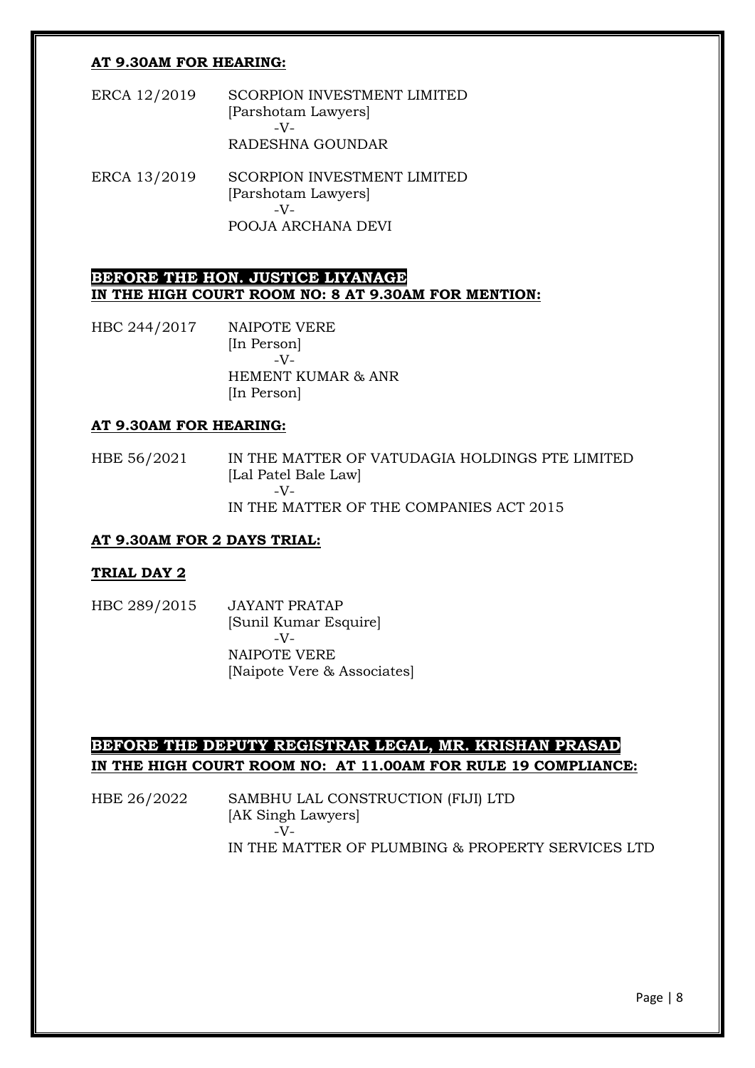**AT 9.30AM FOR HEARING:**

ERCA 12/2019 SCORPION INVESTMENT LIMITED
[Parshotam Lawyers]
-V-
RADESHNA GOUNDAR

ERCA 13/2019 SCORPION INVESTMENT LIMITED
[Parshotam Lawyers]
-V-
POOJA ARCHANA DEVI

**BEFORE THE HON. JUSTICE LIYANAGE**
**IN THE HIGH COURT ROOM NO: 8 AT 9.30AM FOR MENTION:**

HBC 244/2017 NAIPOTE VERE
[In Person]
-V-
HEMENT KUMAR & ANR
[In Person]

**AT 9.30AM FOR HEARING:**

HBE 56/2021 IN THE MATTER OF VATUDAGIA HOLDINGS PTE LIMITED
[Lal Patel Bale Law]
-V-
IN THE MATTER OF THE COMPANIES ACT 2015

**AT 9.30AM FOR 2 DAYS TRIAL:**

**TRIAL DAY 2**

HBC 289/2015 JAYANT PRATAP
[Sunil Kumar Esquire]
-V-
NAIPOTE VERE
[Naipote Vere & Associates]

**BEFORE THE DEPUTY REGISTRAR LEGAL, MR. KRISHAN PRASAD**
**IN THE HIGH COURT ROOM NO: AT 11.00AM FOR RULE 19 COMPLIANCE:**

HBE 26/2022 SAMBHU LAL CONSTRUCTION (FIJI) LTD
[AK Singh Lawyers]
-V-
IN THE MATTER OF PLUMBING & PROPERTY SERVICES LTD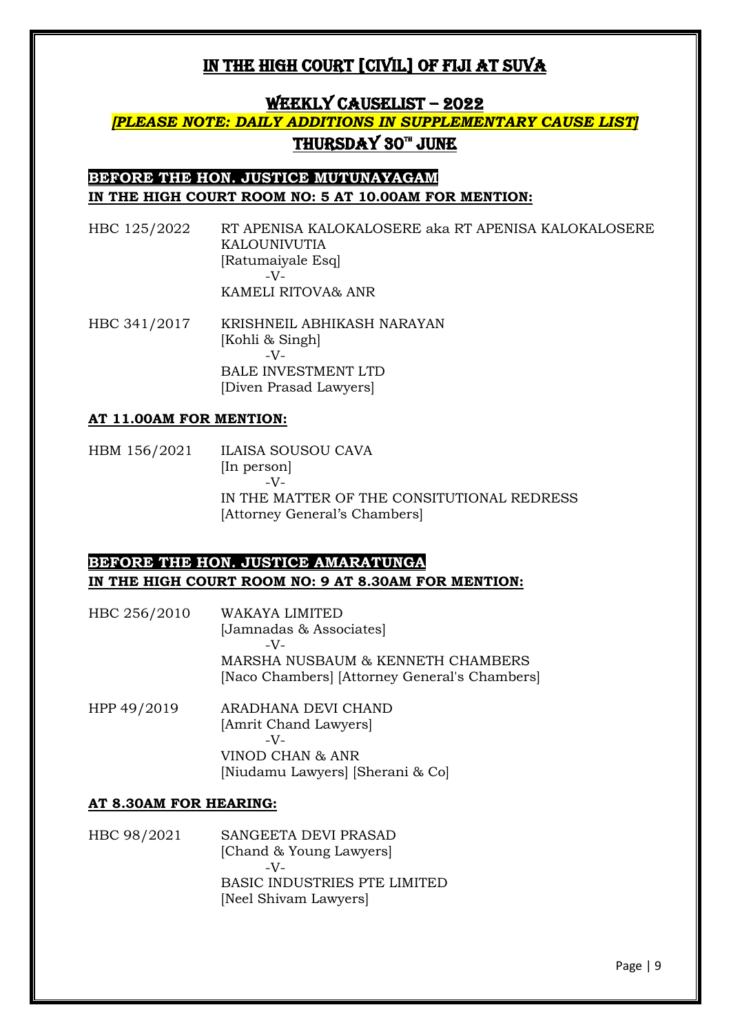# IN THE HIGH COURT [CIVIL] OF FIJI AT SUVA

## WEEKLY CAUSELIST – 2022

***[PLEASE NOTE: DAILY ADDITIONS IN SUPPLEMENTARY CAUSE LIST]***

## THURSDAY 30TH JUNE

### BEFORE THE HON. JUSTICE MUTUNAYAGAM

**IN THE HIGH COURT ROOM NO: 5 AT 10.00AM FOR MENTION:**

HBC 125/2022 RT APENISA KALOKALOSERE aka RT APENISA KALOKALOSERE KALOUNIVUTIA
[Ratumaiyale Esq]
-V-
KAMELI RITOVA& ANR

HBC 341/2017 KRISHNEIL ABHIKASH NARAYAN
[Kohli & Singh]
-V-
BALE INVESTMENT LTD
[Diven Prasad Lawyers]

**AT 11.00AM FOR MENTION:**

HBM 156/2021 ILAISA SOUSOU CAVA
[In person]
-V-
IN THE MATTER OF THE CONSITUTIONAL REDRESS
[Attorney General's Chambers]

### BEFORE THE HON. JUSTICE AMARATUNGA

**IN THE HIGH COURT ROOM NO: 9 AT 8.30AM FOR MENTION:**

HBC 256/2010 WAKAYA LIMITED
[Jamnadas & Associates]
-V-
MARSHA NUSBAUM & KENNETH CHAMBERS
[Naco Chambers] [Attorney General's Chambers]

HPP 49/2019 ARADHANA DEVI CHAND
[Amrit Chand Lawyers]
-V-
VINOD CHAN & ANR
[Niudamu Lawyers] [Sherani & Co]

**AT 8.30AM FOR HEARING:**

HBC 98/2021 SANGEETA DEVI PRASAD
[Chand & Young Lawyers]
-V-
BASIC INDUSTRIES PTE LIMITED
[Neel Shivam Lawyers]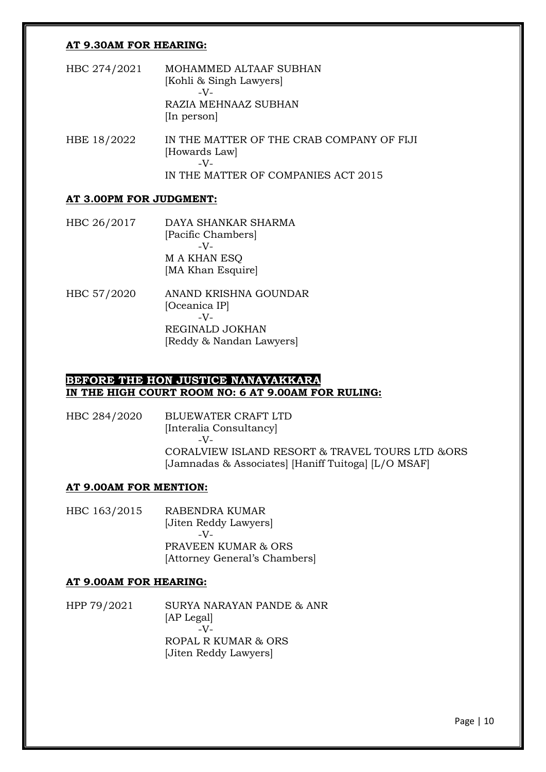**AT 9.30AM FOR HEARING:**

HBC 274/2021 MOHAMMED ALTAAF SUBHAN
[Kohli & Singh Lawyers]
-V-
RAZIA MEHNAAZ SUBHAN
[In person]

HBE 18/2022 IN THE MATTER OF THE CRAB COMPANY OF FIJI
[Howards Law]
-V-
IN THE MATTER OF COMPANIES ACT 2015

**AT 3.00PM FOR JUDGMENT:**

HBC 26/2017 DAYA SHANKAR SHARMA
[Pacific Chambers]
-V-
M A KHAN ESQ
[MA Khan Esquire]

HBC 57/2020 ANAND KRISHNA GOUNDAR
[Oceanica IP]
-V-
REGINALD JOKHAN
[Reddy & Nandan Lawyers]

**BEFORE THE HON JUSTICE NANAYAKKARA**
**IN THE HIGH COURT ROOM NO: 6 AT 9.00AM FOR RULING:**

HBC 284/2020 BLUEWATER CRAFT LTD
[Interalia Consultancy]
-V-
CORALVIEW ISLAND RESORT & TRAVEL TOURS LTD &ORS
[Jamnadas & Associates] [Haniff Tuitoga] [L/O MSAF]

**AT 9.00AM FOR MENTION:**

HBC 163/2015 RABENDRA KUMAR
[Jiten Reddy Lawyers]
-V-
PRAVEEN KUMAR & ORS
[Attorney General's Chambers]

**AT 9.00AM FOR HEARING:**

HPP 79/2021 SURYA NARAYAN PANDE & ANR
[AP Legal]
-V-
ROPAL R KUMAR & ORS
[Jiten Reddy Lawyers]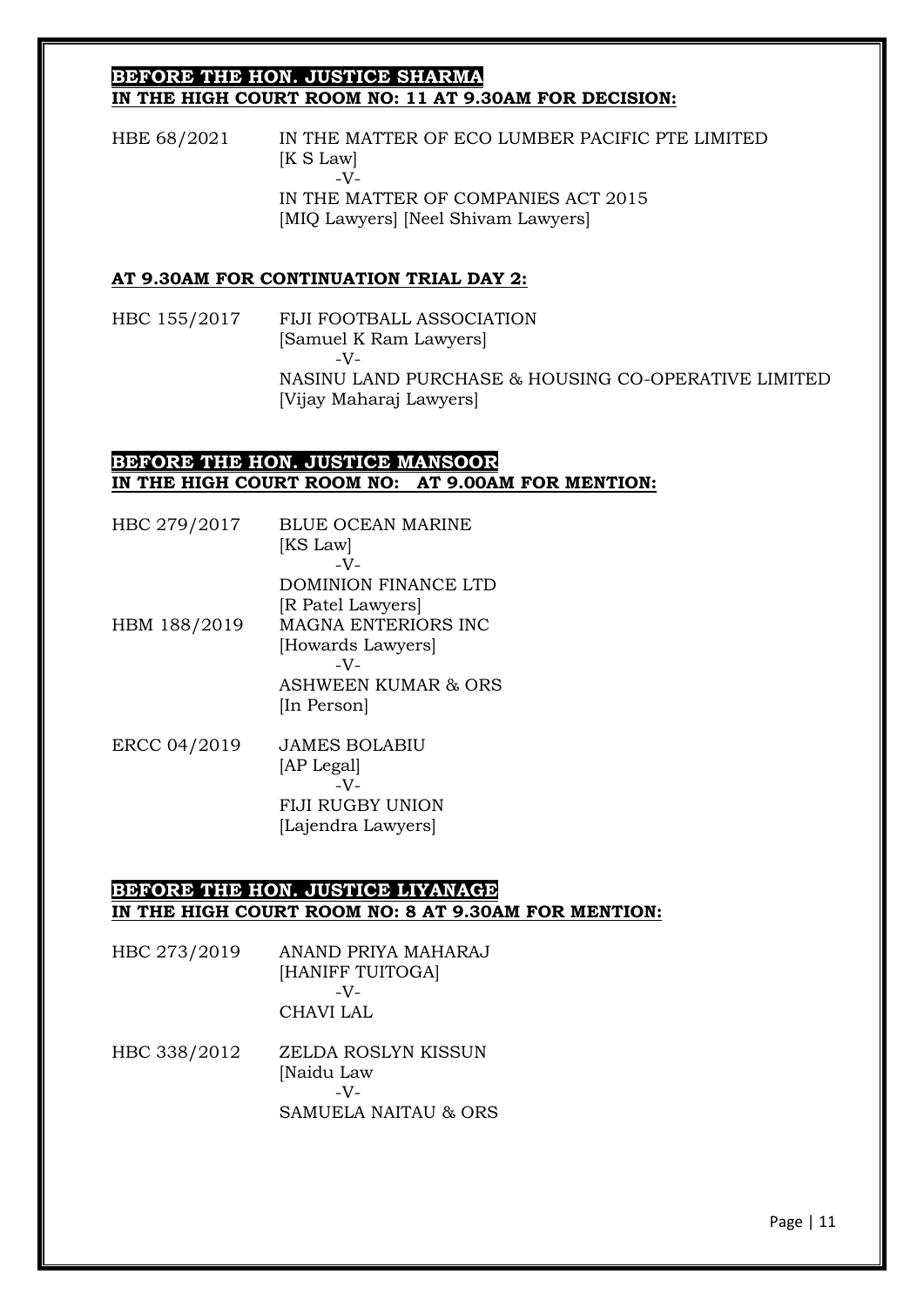**BEFORE THE HON. JUSTICE SHARMA**
**IN THE HIGH COURT ROOM NO: 11 AT 9.30AM FOR DECISION:**

HBE 68/2021 — IN THE MATTER OF ECO LUMBER PACIFIC PTE LIMITED
[K S Law]
-V-
IN THE MATTER OF COMPANIES ACT 2015
[MIQ Lawyers] [Neel Shivam Lawyers]

**AT 9.30AM FOR CONTINUATION TRIAL DAY 2:**

HBC 155/2017 — FIJI FOOTBALL ASSOCIATION
[Samuel K Ram Lawyers]
-V-
NASINU LAND PURCHASE & HOUSING CO-OPERATIVE LIMITED
[Vijay Maharaj Lawyers]

**BEFORE THE HON. JUSTICE MANSOOR**
**IN THE HIGH COURT ROOM NO: AT 9.00AM FOR MENTION:**

HBC 279/2017 — BLUE OCEAN MARINE
[KS Law]
-V-
DOMINION FINANCE LTD
[R Patel Lawyers]

HBM 188/2019 — MAGNA ENTERIORS INC
[Howards Lawyers]
-V-
ASHWEEN KUMAR & ORS
[In Person]

ERCC 04/2019 — JAMES BOLABIU
[AP Legal]
-V-
FIJI RUGBY UNION
[Lajendra Lawyers]

**BEFORE THE HON. JUSTICE LIYANAGE**
**IN THE HIGH COURT ROOM NO: 8 AT 9.30AM FOR MENTION:**

HBC 273/2019 — ANAND PRIYA MAHARAJ
[HANIFF TUITOGA]
-V-
CHAVI LAL

HBC 338/2012 — ZELDA ROSLYN KISSUN
[Naidu Law
-V-
SAMUELA NAITAU & ORS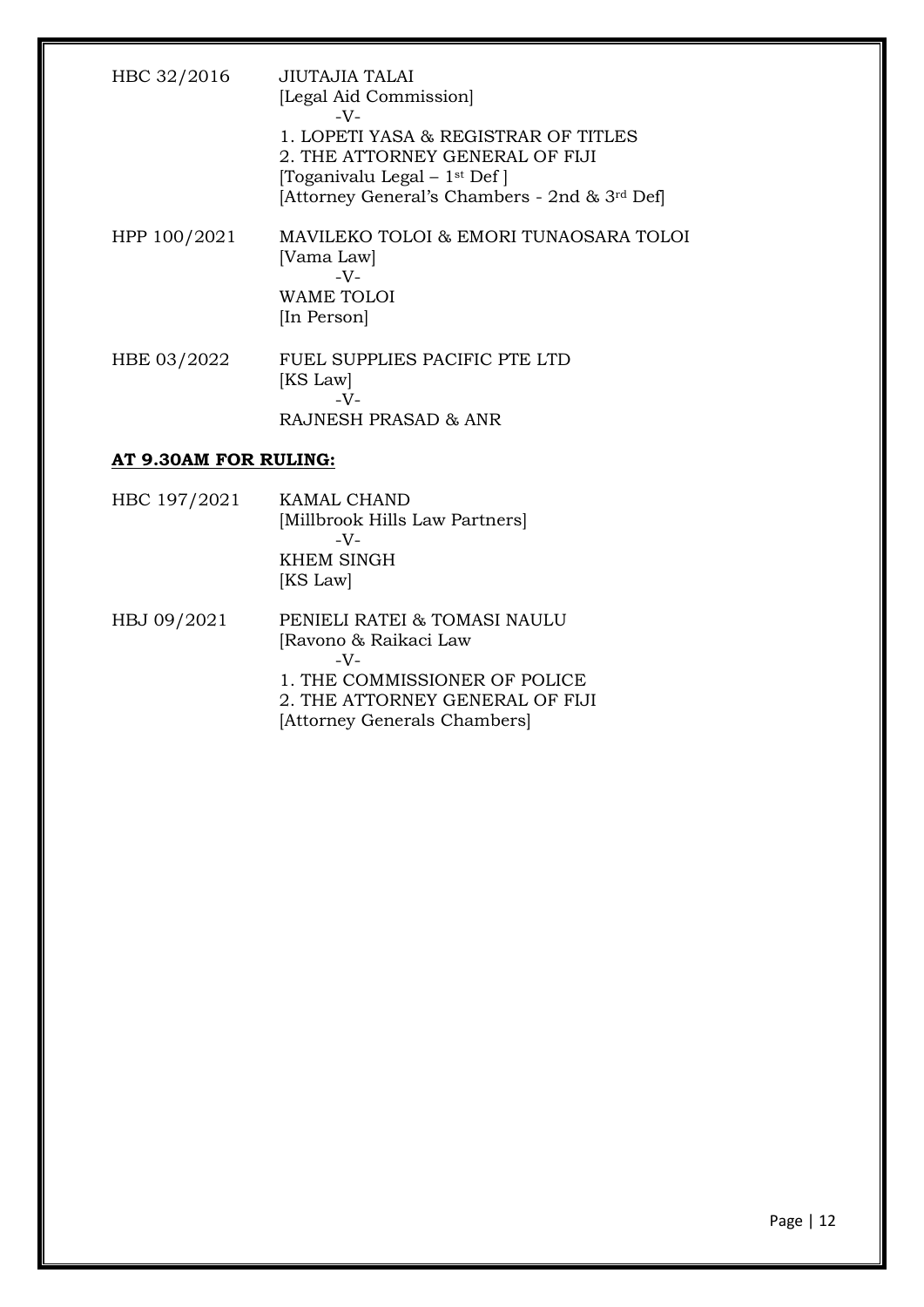HBC 32/2016 JIUTAJIA TALAI
[Legal Aid Commission]
-V-
1. LOPETI YASA & REGISTRAR OF TITLES
2. THE ATTORNEY GENERAL OF FIJI
[Toganivalu Legal – 1st Def ]
[Attorney General's Chambers - 2nd & 3rd Def]

HPP 100/2021 MAVILEKO TOLOI & EMORI TUNAOSARA TOLOI
[Vama Law]
-V-
WAME TOLOI
[In Person]

HBE 03/2022 FUEL SUPPLIES PACIFIC PTE LTD
[KS Law]
-V-
RAJNESH PRASAD & ANR

**AT 9.30AM FOR RULING:**

HBC 197/2021 KAMAL CHAND
[Millbrook Hills Law Partners]
-V-
KHEM SINGH
[KS Law]

HBJ 09/2021 PENIELI RATEI & TOMASI NAULU
[Ravono & Raikaci Law
-V-
1. THE COMMISSIONER OF POLICE
2. THE ATTORNEY GENERAL OF FIJI
[Attorney Generals Chambers]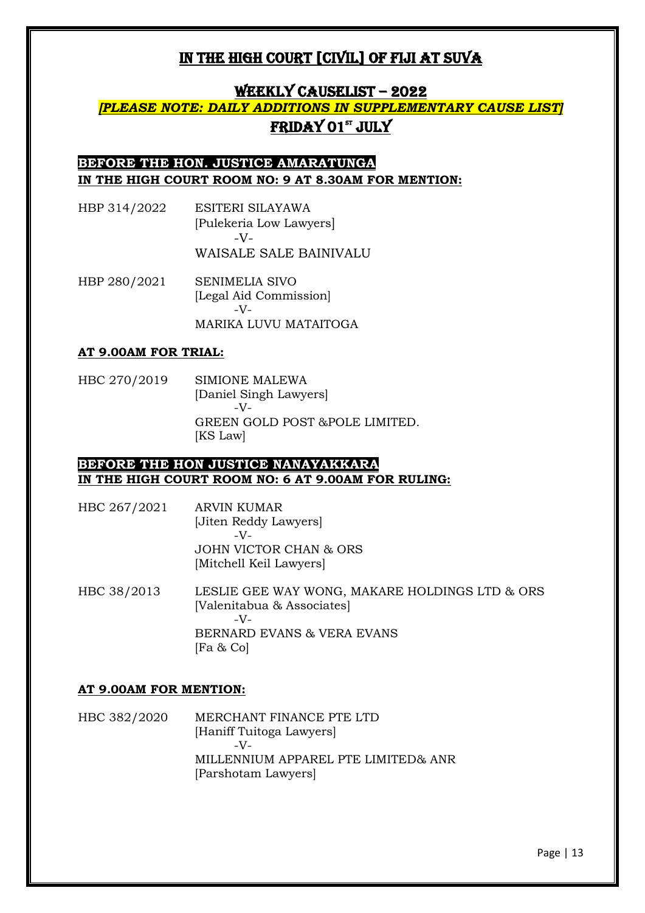# IN THE HIGH COURT [CIVIL] OF FIJI AT SUVA

## WEEKLY CAUSELIST – 2022

***[PLEASE NOTE: DAILY ADDITIONS IN SUPPLEMENTARY CAUSE LIST]***

## FRIDAY 01ST JULY

**BEFORE THE HON. JUSTICE AMARATUNGA**
**IN THE HIGH COURT ROOM NO: 9 AT 8.30AM FOR MENTION:**

HBP 314/2022 ESITERI SILAYAWA
[Pulekeria Low Lawyers]
-V-
WAISALE SALE BAINIVALU

HBP 280/2021 SENIMELIA SIVO
[Legal Aid Commission]
-V-
MARIKA LUVU MATAITOGA

**AT 9.00AM FOR TRIAL:**

HBC 270/2019 SIMIONE MALEWA
[Daniel Singh Lawyers]
-V-
GREEN GOLD POST &POLE LIMITED.
[KS Law]

**BEFORE THE HON JUSTICE NANAYAKKARA**
**IN THE HIGH COURT ROOM NO: 6 AT 9.00AM FOR RULING:**

HBC 267/2021 ARVIN KUMAR
[Jiten Reddy Lawyers]
-V-
JOHN VICTOR CHAN & ORS
[Mitchell Keil Lawyers]

HBC 38/2013 LESLIE GEE WAY WONG, MAKARE HOLDINGS LTD & ORS
[Valenitabua & Associates]
-V-
BERNARD EVANS & VERA EVANS
[Fa & Co]

**AT 9.00AM FOR MENTION:**

HBC 382/2020 MERCHANT FINANCE PTE LTD
[Haniff Tuitoga Lawyers]
-V-
MILLENNIUM APPAREL PTE LIMITED& ANR
[Parshotam Lawyers]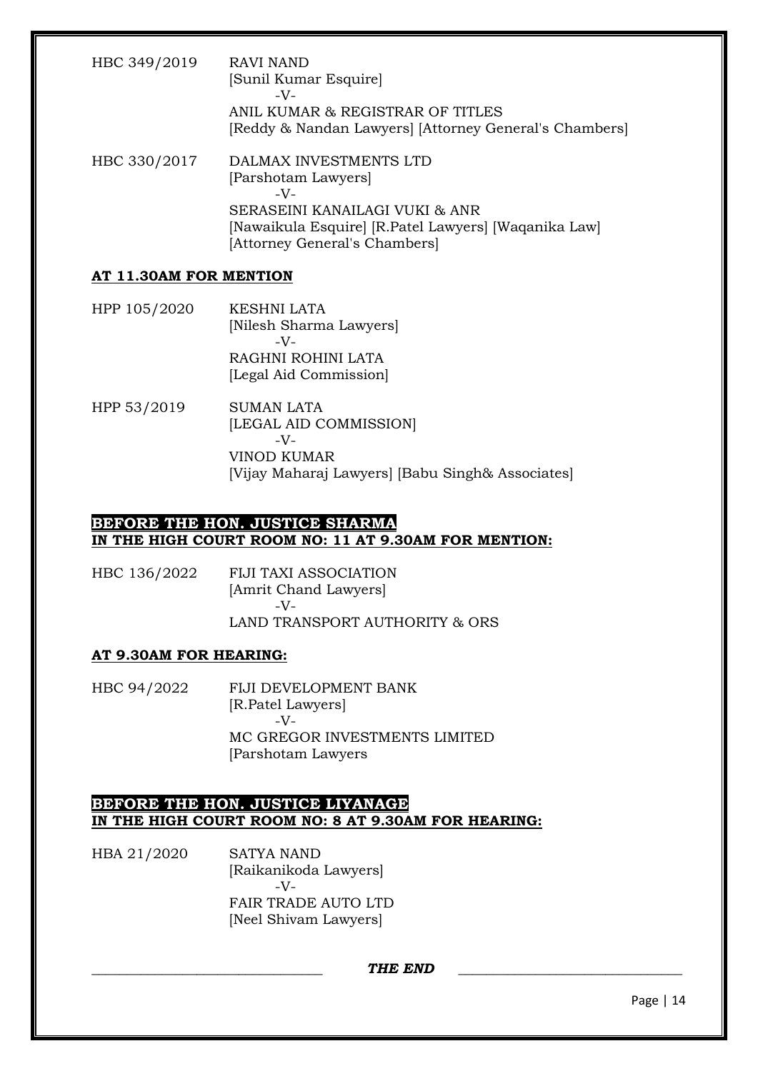HBC 349/2019 RAVI NAND
[Sunil Kumar Esquire]
-V-
ANIL KUMAR & REGISTRAR OF TITLES
[Reddy & Nandan Lawyers] [Attorney General's Chambers]

HBC 330/2017 DALMAX INVESTMENTS LTD
[Parshotam Lawyers]
-V-
SERASEINI KANAILAGI VUKI & ANR
[Nawaikula Esquire] [R.Patel Lawyers] [Waqanika Law]
[Attorney General's Chambers]

**AT 11.30AM FOR MENTION**

HPP 105/2020 KESHNI LATA
[Nilesh Sharma Lawyers]
-V-
RAGHNI ROHINI LATA
[Legal Aid Commission]

HPP 53/2019 SUMAN LATA
[LEGAL AID COMMISSION]
-V-
VINOD KUMAR
[Vijay Maharaj Lawyers] [Babu Singh& Associates]

**BEFORE THE HON. JUSTICE SHARMA**
**IN THE HIGH COURT ROOM NO: 11 AT 9.30AM FOR MENTION:**

HBC 136/2022 FIJI TAXI ASSOCIATION
[Amrit Chand Lawyers]
-V-
LAND TRANSPORT AUTHORITY & ORS

**AT 9.30AM FOR HEARING:**

HBC 94/2022 FIJI DEVELOPMENT BANK
[R.Patel Lawyers]
-V-
MC GREGOR INVESTMENTS LIMITED
[Parshotam Lawyers

**BEFORE THE HON. JUSTICE LIYANAGE**
**IN THE HIGH COURT ROOM NO: 8 AT 9.30AM FOR HEARING:**

HBA 21/2020 SATYA NAND
[Raikanikoda Lawyers]
-V-
FAIR TRADE AUTO LTD
[Neel Shivam Lawyers]

***THE END***